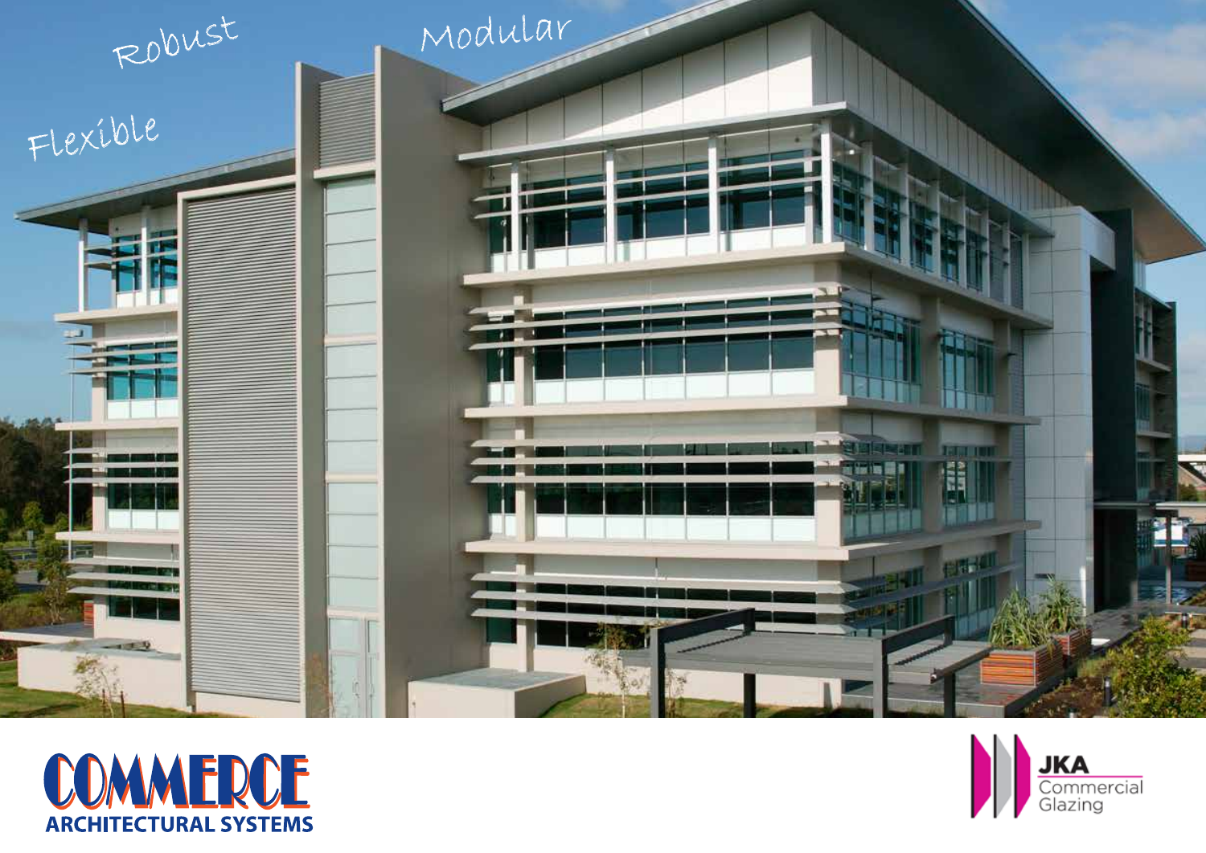Robust

Modular

Flexible

**COMMERCE**
**ARCHITECTURAL SYSTEMS**

**JKA**
Commercial
Glazing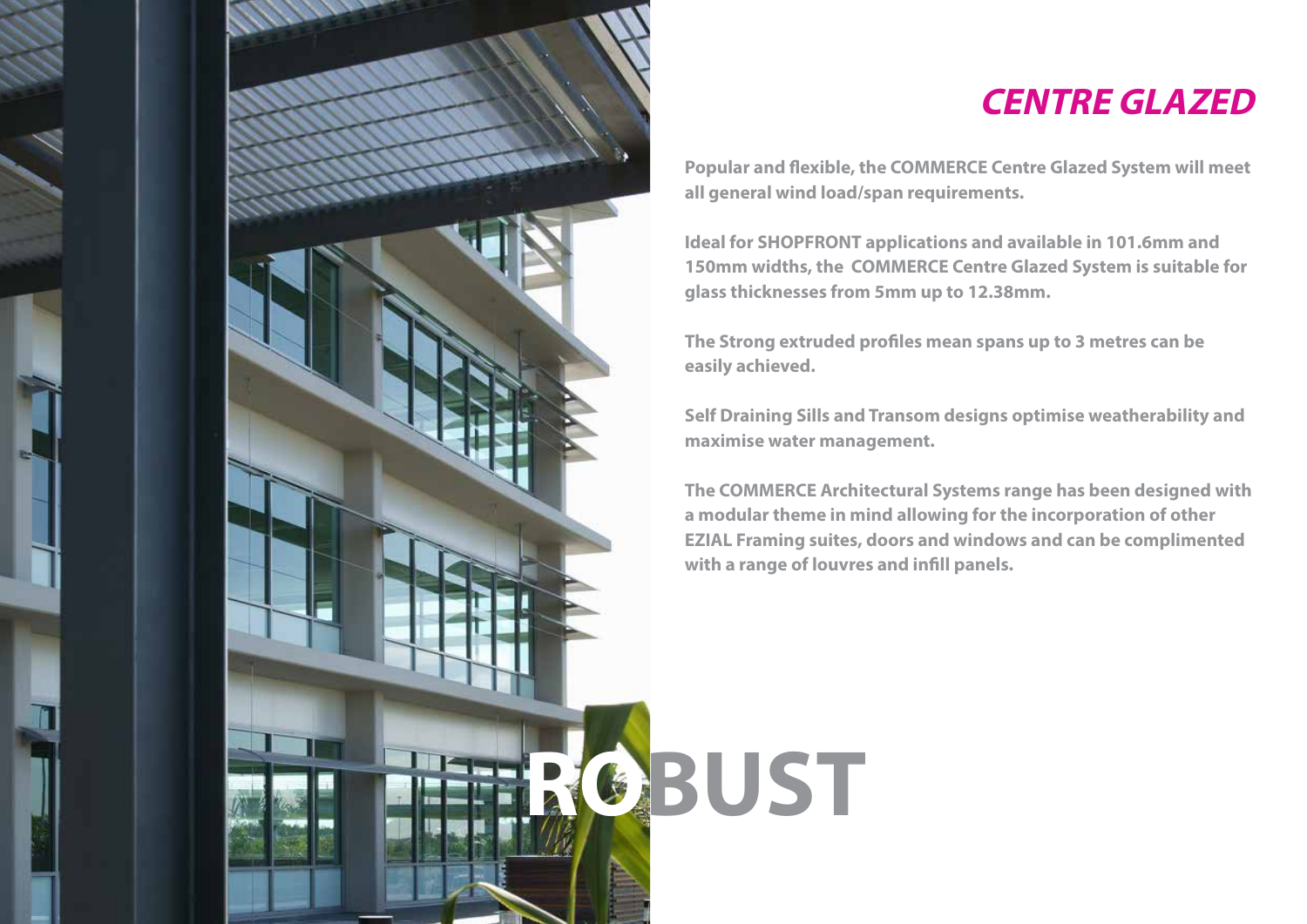## *CENTRE GLAZED*

**Popular and flexible, the COMMERCE Centre Glazed System will meet all general wind load/span requirements.**

**Ideal for SHOPFRONT applications and available in 101.6mm and 150mm widths, the COMMERCE Centre Glazed System is suitable for glass thicknesses from 5mm up to 12.38mm.**

**The Strong extruded profiles mean spans up to 3 metres can be easily achieved.**

**Self Draining Sills and Transom designs optimise weatherability and maximise water management.**

**The COMMERCE Architectural Systems range has been designed with a modular theme in mind allowing for the incorporation of other EZIAL Framing suites, doors and windows and can be complimented with a range of louvres and infill panels.**

**ROBUST**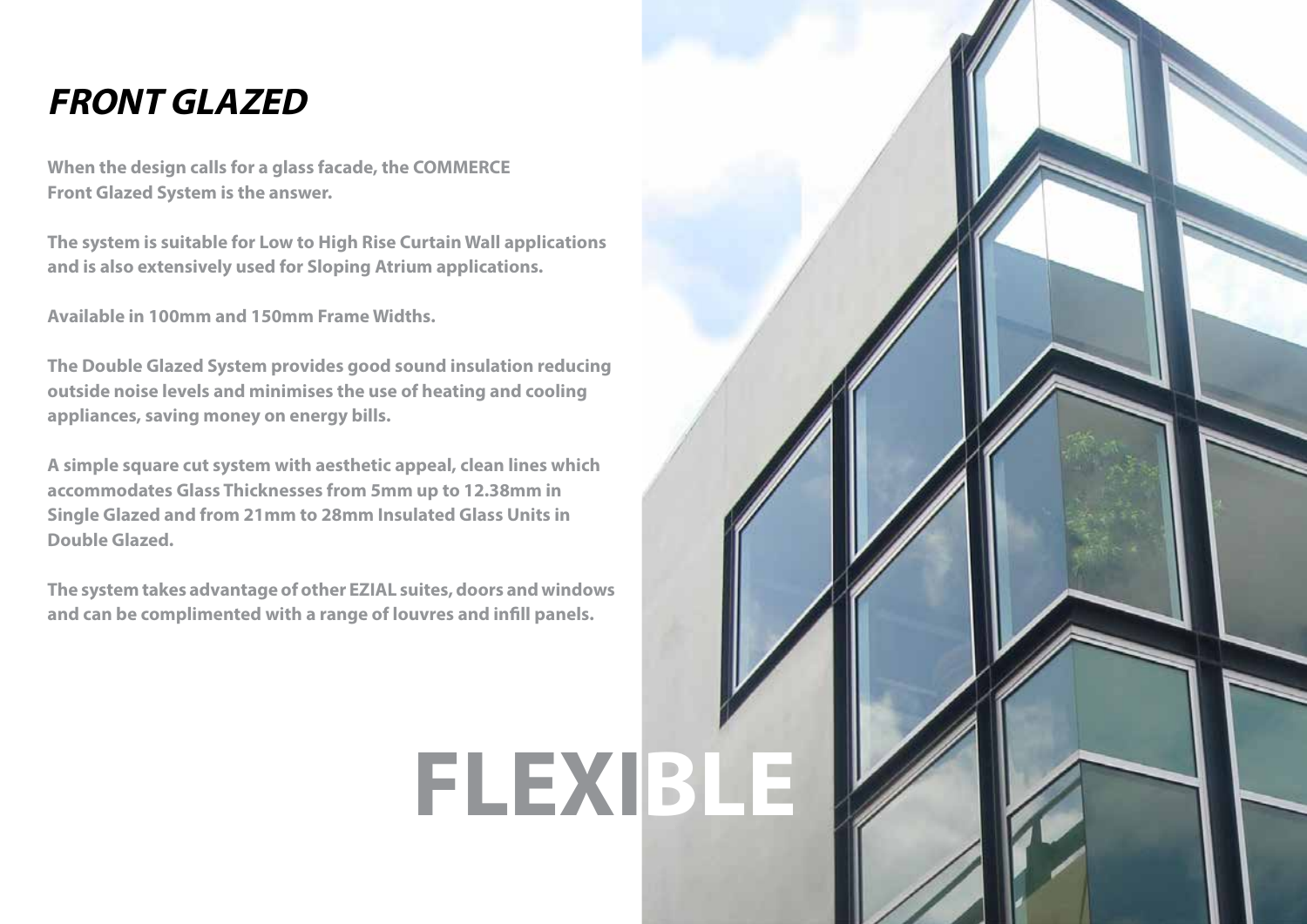# *FRONT GLAZED*

**When the design calls for a glass facade, the COMMERCE Front Glazed System is the answer.**

**The system is suitable for Low to High Rise Curtain Wall applications and is also extensively used for Sloping Atrium applications.**

**Available in 100mm and 150mm Frame Widths.**

**The Double Glazed System provides good sound insulation reducing outside noise levels and minimises the use of heating and cooling appliances, saving money on energy bills.**

**A simple square cut system with aesthetic appeal, clean lines which accommodates Glass Thicknesses from 5mm up to 12.38mm in Single Glazed and from 21mm to 28mm Insulated Glass Units in Double Glazed.**

**The system takes advantage of other EZIAL suites, doors and windows and can be complimented with a range of louvres and infill panels.**

**FLEXIBLE**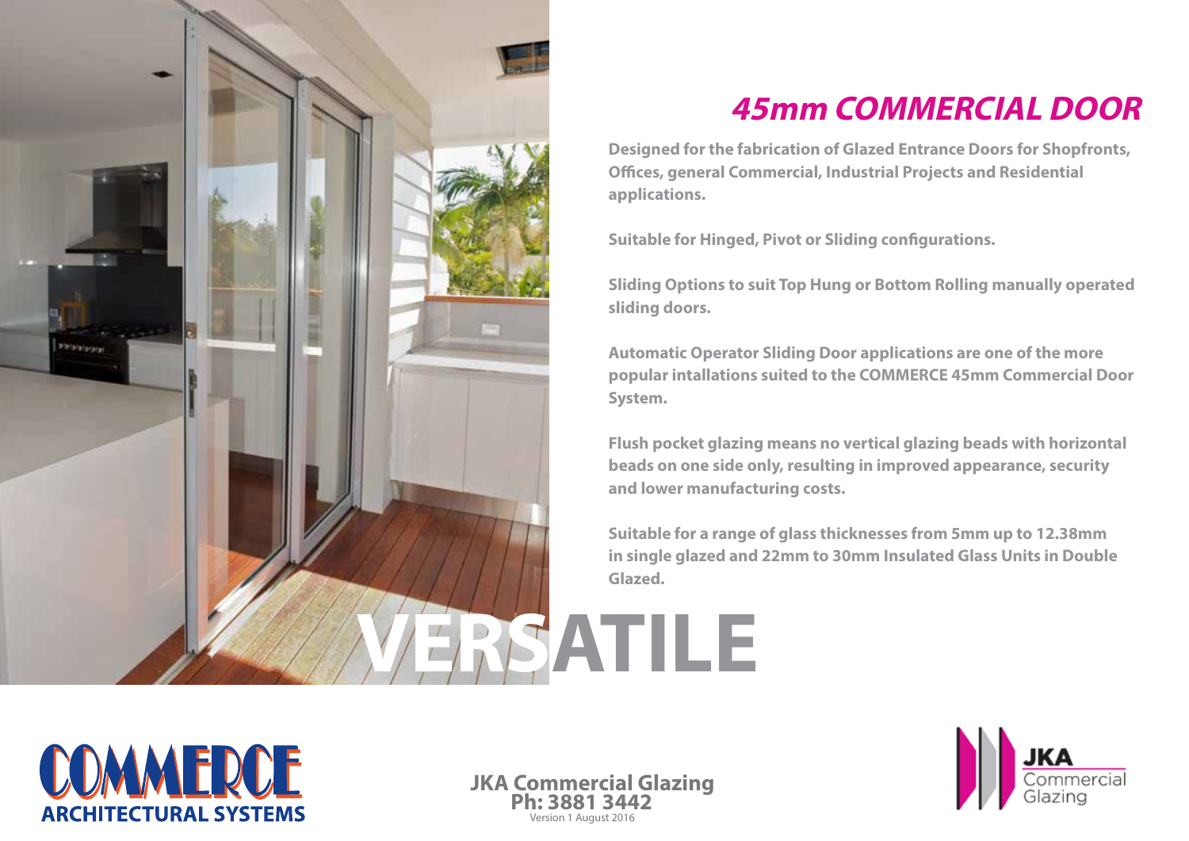# *45mm COMMERCIAL DOOR*

**Designed for the fabrication of Glazed Entrance Doors for Shopfronts, Offices, general Commercial, Industrial Projects and Residential applications.**

**Suitable for Hinged, Pivot or Sliding configurations.**

**Sliding Options to suit Top Hung or Bottom Rolling manually operated sliding doors.**

**Automatic Operator Sliding Door applications are one of the more popular intallations suited to the COMMERCE 45mm Commercial Door System.**

**Flush pocket glazing means no vertical glazing beads with horizontal beads on one side only, resulting in improved appearance, security and lower manufacturing costs.**

**Suitable for a range of glass thicknesses from 5mm up to 12.38mm in single glazed and 22mm to 30mm Insulated Glass Units in Double Glazed.**

# VERSATILE

COMMERCE ARCHITECTURAL SYSTEMS

**JKA Commercial Glazing**
**Ph: 3881 3442**
Version 1 August 2016

JKA Commercial Glazing